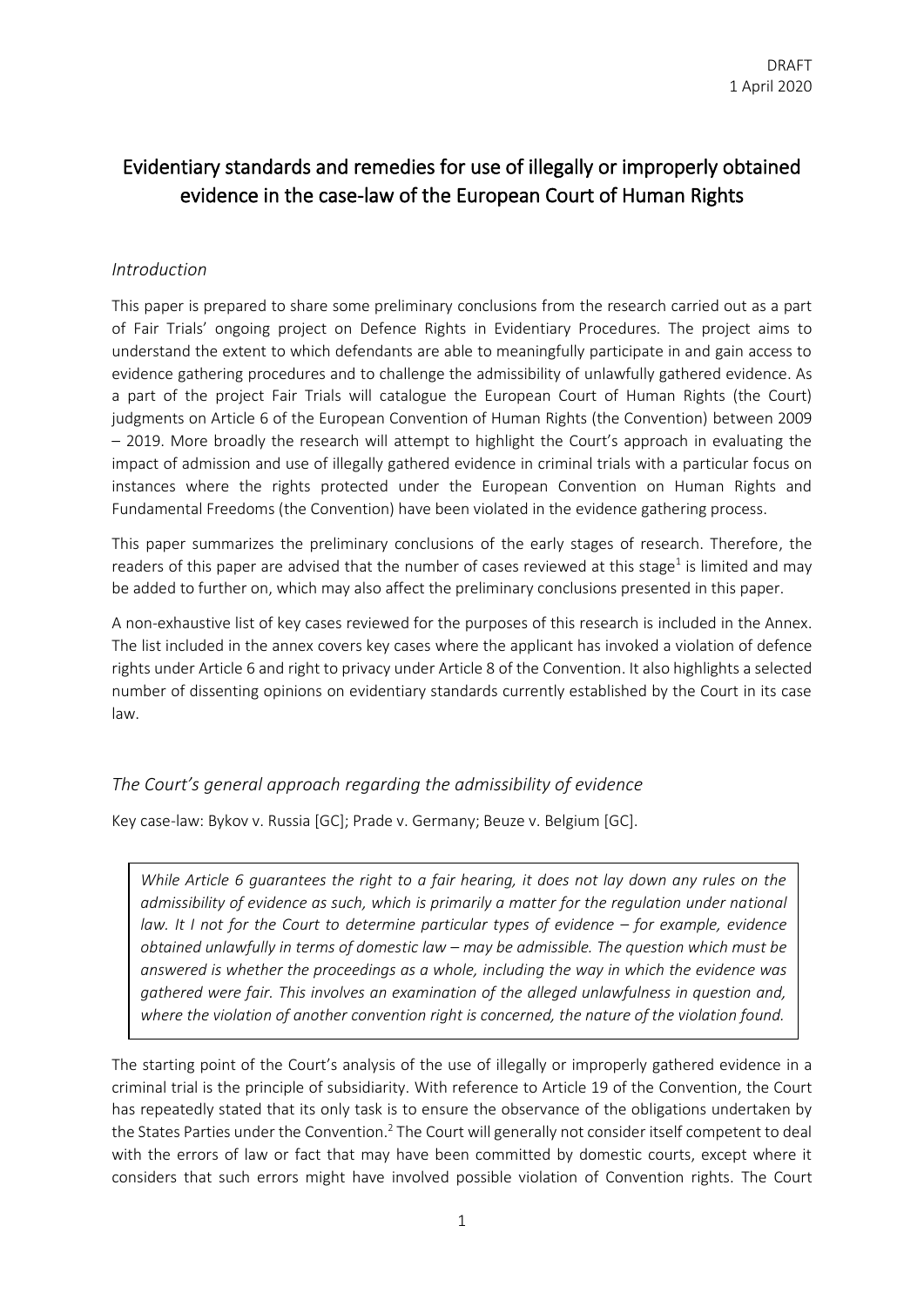DRAFT
1 April 2020

# Evidentiary standards and remedies for use of illegally or improperly obtained evidence in the case-law of the European Court of Human Rights

## *Introduction*

This paper is prepared to share some preliminary conclusions from the research carried out as a part of Fair Trials' ongoing project on Defence Rights in Evidentiary Procedures. The project aims to understand the extent to which defendants are able to meaningfully participate in and gain access to evidence gathering procedures and to challenge the admissibility of unlawfully gathered evidence. As a part of the project Fair Trials will catalogue the European Court of Human Rights (the Court) judgments on Article 6 of the European Convention of Human Rights (the Convention) between 2009 – 2019. More broadly the research will attempt to highlight the Court's approach in evaluating the impact of admission and use of illegally gathered evidence in criminal trials with a particular focus on instances where the rights protected under the European Convention on Human Rights and Fundamental Freedoms (the Convention) have been violated in the evidence gathering process.

This paper summarizes the preliminary conclusions of the early stages of research. Therefore, the readers of this paper are advised that the number of cases reviewed at this stage[1] is limited and may be added to further on, which may also affect the preliminary conclusions presented in this paper.

A non-exhaustive list of key cases reviewed for the purposes of this research is included in the Annex. The list included in the annex covers key cases where the applicant has invoked a violation of defence rights under Article 6 and right to privacy under Article 8 of the Convention. It also highlights a selected number of dissenting opinions on evidentiary standards currently established by the Court in its case law.

## *The Court's general approach regarding the admissibility of evidence*

Key case-law: Bykov v. Russia [GC]; Prade v. Germany; Beuze v. Belgium [GC].

> *While Article 6 guarantees the right to a fair hearing, it does not lay down any rules on the admissibility of evidence as such, which is primarily a matter for the regulation under national law. It I not for the Court to determine particular types of evidence – for example, evidence obtained unlawfully in terms of domestic law – may be admissible. The question which must be answered is whether the proceedings as a whole, including the way in which the evidence was gathered were fair. This involves an examination of the alleged unlawfulness in question and, where the violation of another convention right is concerned, the nature of the violation found.*

The starting point of the Court's analysis of the use of illegally or improperly gathered evidence in a criminal trial is the principle of subsidiarity. With reference to Article 19 of the Convention, the Court has repeatedly stated that its only task is to ensure the observance of the obligations undertaken by the States Parties under the Convention.[2] The Court will generally not consider itself competent to deal with the errors of law or fact that may have been committed by domestic courts, except where it considers that such errors might have involved possible violation of Convention rights. The Court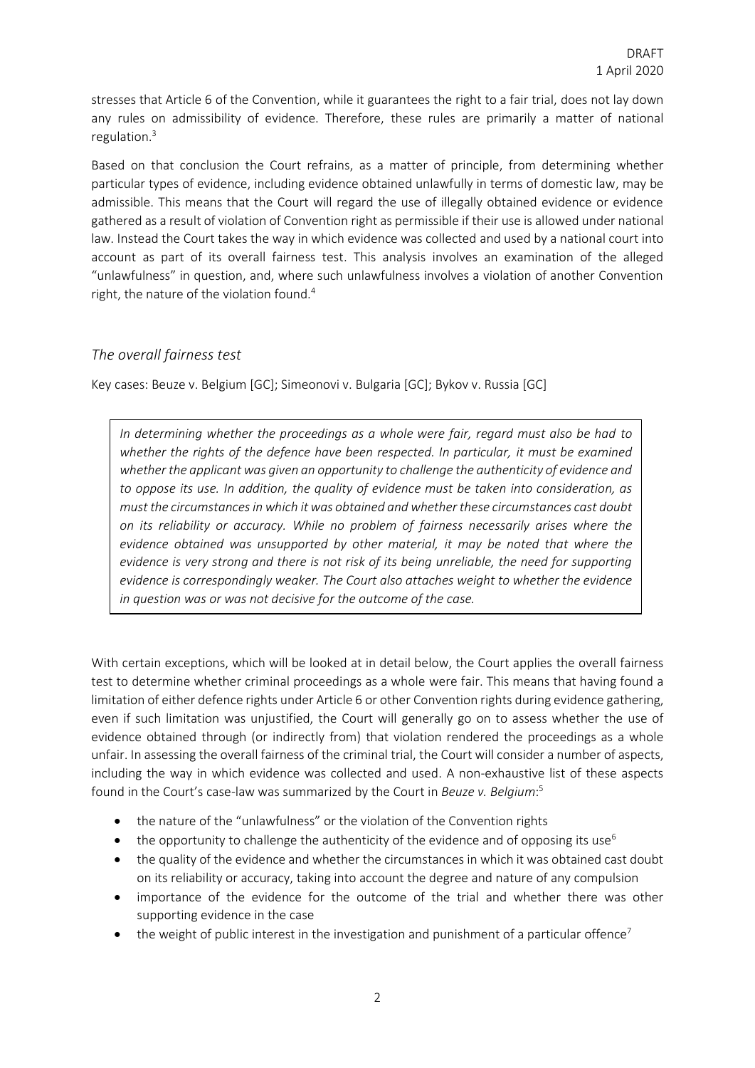stresses that Article 6 of the Convention, while it guarantees the right to a fair trial, does not lay down any rules on admissibility of evidence. Therefore, these rules are primarily a matter of national regulation.[3]

Based on that conclusion the Court refrains, as a matter of principle, from determining whether particular types of evidence, including evidence obtained unlawfully in terms of domestic law, may be admissible. This means that the Court will regard the use of illegally obtained evidence or evidence gathered as a result of violation of Convention right as permissible if their use is allowed under national law. Instead the Court takes the way in which evidence was collected and used by a national court into account as part of its overall fairness test. This analysis involves an examination of the alleged "unlawfulness" in question, and, where such unlawfulness involves a violation of another Convention right, the nature of the violation found.[4]

### *The overall fairness test*

Key cases: Beuze v. Belgium [GC]; Simeonovi v. Bulgaria [GC]; Bykov v. Russia [GC]

> *In determining whether the proceedings as a whole were fair, regard must also be had to whether the rights of the defence have been respected. In particular, it must be examined whether the applicant was given an opportunity to challenge the authenticity of evidence and to oppose its use. In addition, the quality of evidence must be taken into consideration, as must the circumstances in which it was obtained and whether these circumstances cast doubt on its reliability or accuracy. While no problem of fairness necessarily arises where the evidence obtained was unsupported by other material, it may be noted that where the evidence is very strong and there is not risk of its being unreliable, the need for supporting evidence is correspondingly weaker. The Court also attaches weight to whether the evidence in question was or was not decisive for the outcome of the case.*

With certain exceptions, which will be looked at in detail below, the Court applies the overall fairness test to determine whether criminal proceedings as a whole were fair. This means that having found a limitation of either defence rights under Article 6 or other Convention rights during evidence gathering, even if such limitation was unjustified, the Court will generally go on to assess whether the use of evidence obtained through (or indirectly from) that violation rendered the proceedings as a whole unfair. In assessing the overall fairness of the criminal trial, the Court will consider a number of aspects, including the way in which evidence was collected and used. A non-exhaustive list of these aspects found in the Court's case-law was summarized by the Court in *Beuze v. Belgium*:[5]

- the nature of the "unlawfulness" or the violation of the Convention rights
- the opportunity to challenge the authenticity of the evidence and of opposing its use[6]
- the quality of the evidence and whether the circumstances in which it was obtained cast doubt on its reliability or accuracy, taking into account the degree and nature of any compulsion
- importance of the evidence for the outcome of the trial and whether there was other supporting evidence in the case
- the weight of public interest in the investigation and punishment of a particular offence[7]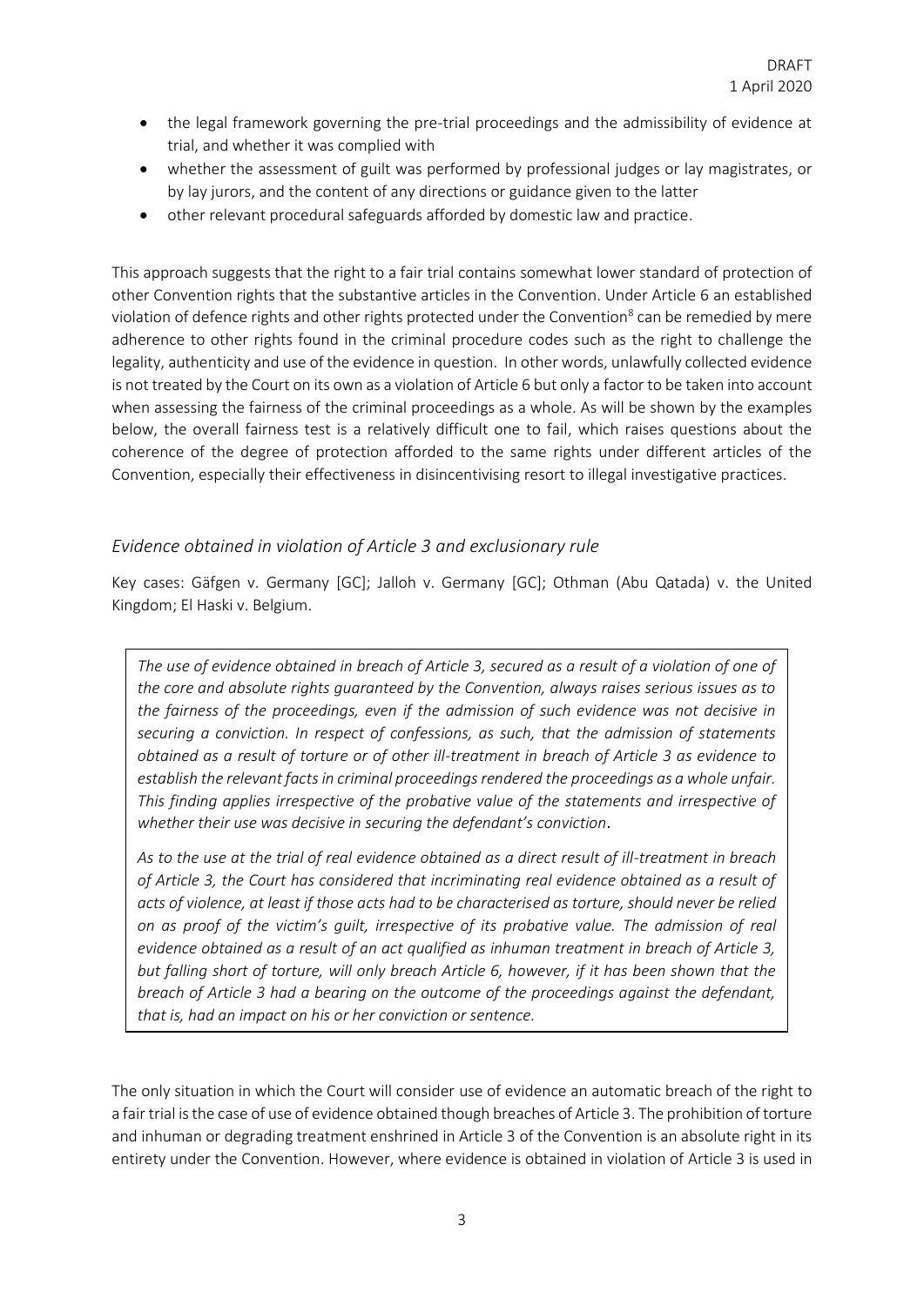- the legal framework governing the pre-trial proceedings and the admissibility of evidence at trial, and whether it was complied with
- whether the assessment of guilt was performed by professional judges or lay magistrates, or by lay jurors, and the content of any directions or guidance given to the latter
- other relevant procedural safeguards afforded by domestic law and practice.

This approach suggests that the right to a fair trial contains somewhat lower standard of protection of other Convention rights that the substantive articles in the Convention. Under Article 6 an established violation of defence rights and other rights protected under the Convention[8] can be remedied by mere adherence to other rights found in the criminal procedure codes such as the right to challenge the legality, authenticity and use of the evidence in question. In other words, unlawfully collected evidence is not treated by the Court on its own as a violation of Article 6 but only a factor to be taken into account when assessing the fairness of the criminal proceedings as a whole. As will be shown by the examples below, the overall fairness test is a relatively difficult one to fail, which raises questions about the coherence of the degree of protection afforded to the same rights under different articles of the Convention, especially their effectiveness in disincentivising resort to illegal investigative practices.

### *Evidence obtained in violation of Article 3 and exclusionary rule*

Key cases: Gäfgen v. Germany [GC]; Jalloh v. Germany [GC]; Othman (Abu Qatada) v. the United Kingdom; El Haski v. Belgium.

> *The use of evidence obtained in breach of Article 3, secured as a result of a violation of one of the core and absolute rights guaranteed by the Convention, always raises serious issues as to the fairness of the proceedings, even if the admission of such evidence was not decisive in securing a conviction. In respect of confessions, as such, that the admission of statements obtained as a result of torture or of other ill-treatment in breach of Article 3 as evidence to establish the relevant facts in criminal proceedings rendered the proceedings as a whole unfair. This finding applies irrespective of the probative value of the statements and irrespective of whether their use was decisive in securing the defendant's conviction*.
>
> *As to the use at the trial of real evidence obtained as a direct result of ill-treatment in breach of Article 3, the Court has considered that incriminating real evidence obtained as a result of acts of violence, at least if those acts had to be characterised as torture, should never be relied on as proof of the victim's guilt, irrespective of its probative value. The admission of real evidence obtained as a result of an act qualified as inhuman treatment in breach of Article 3, but falling short of torture, will only breach Article 6, however, if it has been shown that the breach of Article 3 had a bearing on the outcome of the proceedings against the defendant, that is, had an impact on his or her conviction or sentence.*

The only situation in which the Court will consider use of evidence an automatic breach of the right to a fair trial is the case of use of evidence obtained though breaches of Article 3. The prohibition of torture and inhuman or degrading treatment enshrined in Article 3 of the Convention is an absolute right in its entirety under the Convention. However, where evidence is obtained in violation of Article 3 is used in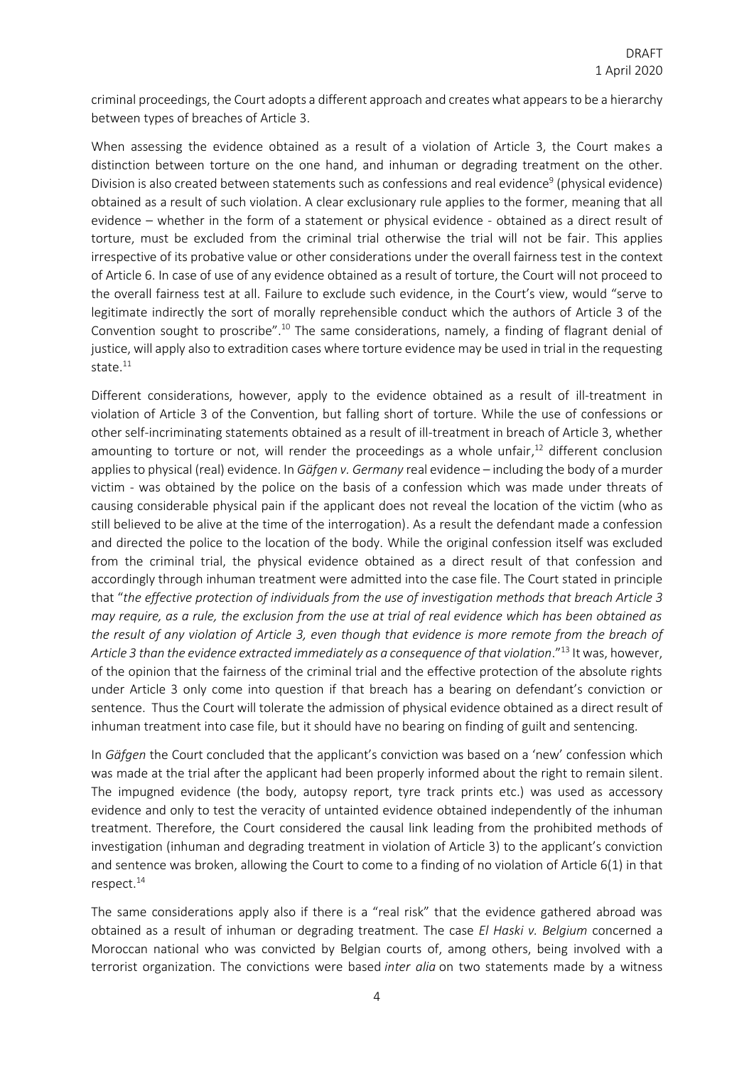criminal proceedings, the Court adopts a different approach and creates what appears to be a hierarchy between types of breaches of Article 3.

When assessing the evidence obtained as a result of a violation of Article 3, the Court makes a distinction between torture on the one hand, and inhuman or degrading treatment on the other. Division is also created between statements such as confessions and real evidence[9] (physical evidence) obtained as a result of such violation. A clear exclusionary rule applies to the former, meaning that all evidence – whether in the form of a statement or physical evidence - obtained as a direct result of torture, must be excluded from the criminal trial otherwise the trial will not be fair. This applies irrespective of its probative value or other considerations under the overall fairness test in the context of Article 6. In case of use of any evidence obtained as a result of torture, the Court will not proceed to the overall fairness test at all. Failure to exclude such evidence, in the Court's view, would "serve to legitimate indirectly the sort of morally reprehensible conduct which the authors of Article 3 of the Convention sought to proscribe".[10] The same considerations, namely, a finding of flagrant denial of justice, will apply also to extradition cases where torture evidence may be used in trial in the requesting state.[11]

Different considerations, however, apply to the evidence obtained as a result of ill-treatment in violation of Article 3 of the Convention, but falling short of torture. While the use of confessions or other self-incriminating statements obtained as a result of ill-treatment in breach of Article 3, whether amounting to torture or not, will render the proceedings as a whole unfair,[12] different conclusion applies to physical (real) evidence. In *Gäfgen v. Germany* real evidence – including the body of a murder victim - was obtained by the police on the basis of a confession which was made under threats of causing considerable physical pain if the applicant does not reveal the location of the victim (who as still believed to be alive at the time of the interrogation). As a result the defendant made a confession and directed the police to the location of the body. While the original confession itself was excluded from the criminal trial, the physical evidence obtained as a direct result of that confession and accordingly through inhuman treatment were admitted into the case file. The Court stated in principle that "*the effective protection of individuals from the use of investigation methods that breach Article 3 may require, as a rule, the exclusion from the use at trial of real evidence which has been obtained as the result of any violation of Article 3, even though that evidence is more remote from the breach of Article 3 than the evidence extracted immediately as a consequence of that violation*."[13] It was, however, of the opinion that the fairness of the criminal trial and the effective protection of the absolute rights under Article 3 only come into question if that breach has a bearing on defendant's conviction or sentence. Thus the Court will tolerate the admission of physical evidence obtained as a direct result of inhuman treatment into case file, but it should have no bearing on finding of guilt and sentencing.

In *Gäfgen* the Court concluded that the applicant's conviction was based on a 'new' confession which was made at the trial after the applicant had been properly informed about the right to remain silent. The impugned evidence (the body, autopsy report, tyre track prints etc.) was used as accessory evidence and only to test the veracity of untainted evidence obtained independently of the inhuman treatment. Therefore, the Court considered the causal link leading from the prohibited methods of investigation (inhuman and degrading treatment in violation of Article 3) to the applicant's conviction and sentence was broken, allowing the Court to come to a finding of no violation of Article 6(1) in that respect.[14]

The same considerations apply also if there is a "real risk" that the evidence gathered abroad was obtained as a result of inhuman or degrading treatment. The case *El Haski v. Belgium* concerned a Moroccan national who was convicted by Belgian courts of, among others, being involved with a terrorist organization. The convictions were based *inter alia* on two statements made by a witness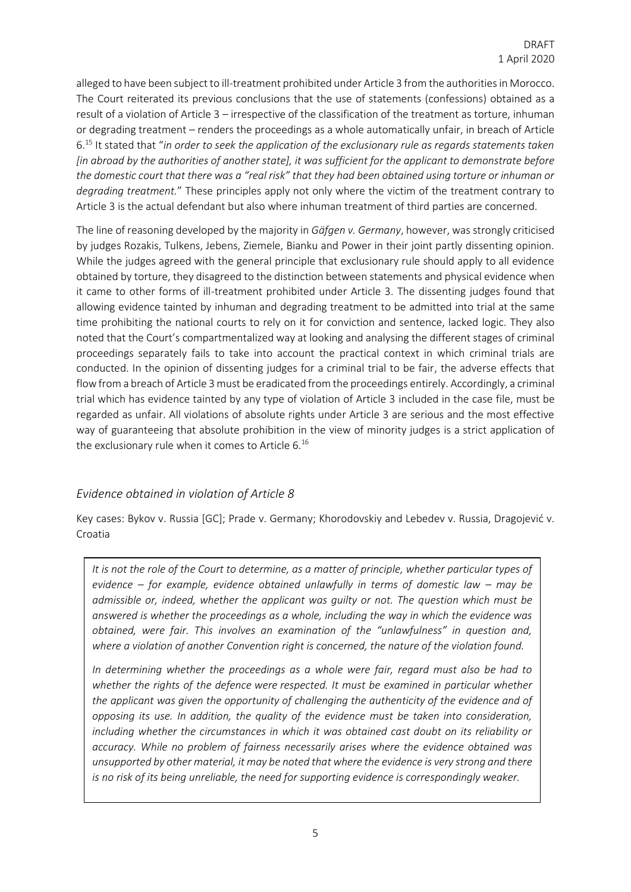alleged to have been subject to ill-treatment prohibited under Article 3 from the authorities in Morocco. The Court reiterated its previous conclusions that the use of statements (confessions) obtained as a result of a violation of Article 3 – irrespective of the classification of the treatment as torture, inhuman or degrading treatment – renders the proceedings as a whole automatically unfair, in breach of Article 6.[15] It stated that "*in order to seek the application of the exclusionary rule as regards statements taken [in abroad by the authorities of another state], it was sufficient for the applicant to demonstrate before the domestic court that there was a "real risk" that they had been obtained using torture or inhuman or degrading treatment.*" These principles apply not only where the victim of the treatment contrary to Article 3 is the actual defendant but also where inhuman treatment of third parties are concerned.

The line of reasoning developed by the majority in *Gäfgen v. Germany*, however, was strongly criticised by judges Rozakis, Tulkens, Jebens, Ziemele, Bianku and Power in their joint partly dissenting opinion. While the judges agreed with the general principle that exclusionary rule should apply to all evidence obtained by torture, they disagreed to the distinction between statements and physical evidence when it came to other forms of ill-treatment prohibited under Article 3. The dissenting judges found that allowing evidence tainted by inhuman and degrading treatment to be admitted into trial at the same time prohibiting the national courts to rely on it for conviction and sentence, lacked logic. They also noted that the Court's compartmentalized way at looking and analysing the different stages of criminal proceedings separately fails to take into account the practical context in which criminal trials are conducted. In the opinion of dissenting judges for a criminal trial to be fair, the adverse effects that flow from a breach of Article 3 must be eradicated from the proceedings entirely. Accordingly, a criminal trial which has evidence tainted by any type of violation of Article 3 included in the case file, must be regarded as unfair. All violations of absolute rights under Article 3 are serious and the most effective way of guaranteeing that absolute prohibition in the view of minority judges is a strict application of the exclusionary rule when it comes to Article 6.[16]

### *Evidence obtained in violation of Article 8*

Key cases: Bykov v. Russia [GC]; Prade v. Germany; Khorodovskiy and Lebedev v. Russia, Dragojević v. Croatia

> *It is not the role of the Court to determine, as a matter of principle, whether particular types of evidence – for example, evidence obtained unlawfully in terms of domestic law – may be admissible or, indeed, whether the applicant was guilty or not. The question which must be answered is whether the proceedings as a whole, including the way in which the evidence was obtained, were fair. This involves an examination of the "unlawfulness" in question and, where a violation of another Convention right is concerned, the nature of the violation found.*
>
> *In determining whether the proceedings as a whole were fair, regard must also be had to whether the rights of the defence were respected. It must be examined in particular whether the applicant was given the opportunity of challenging the authenticity of the evidence and of opposing its use. In addition, the quality of the evidence must be taken into consideration, including whether the circumstances in which it was obtained cast doubt on its reliability or accuracy. While no problem of fairness necessarily arises where the evidence obtained was unsupported by other material, it may be noted that where the evidence is very strong and there is no risk of its being unreliable, the need for supporting evidence is correspondingly weaker.*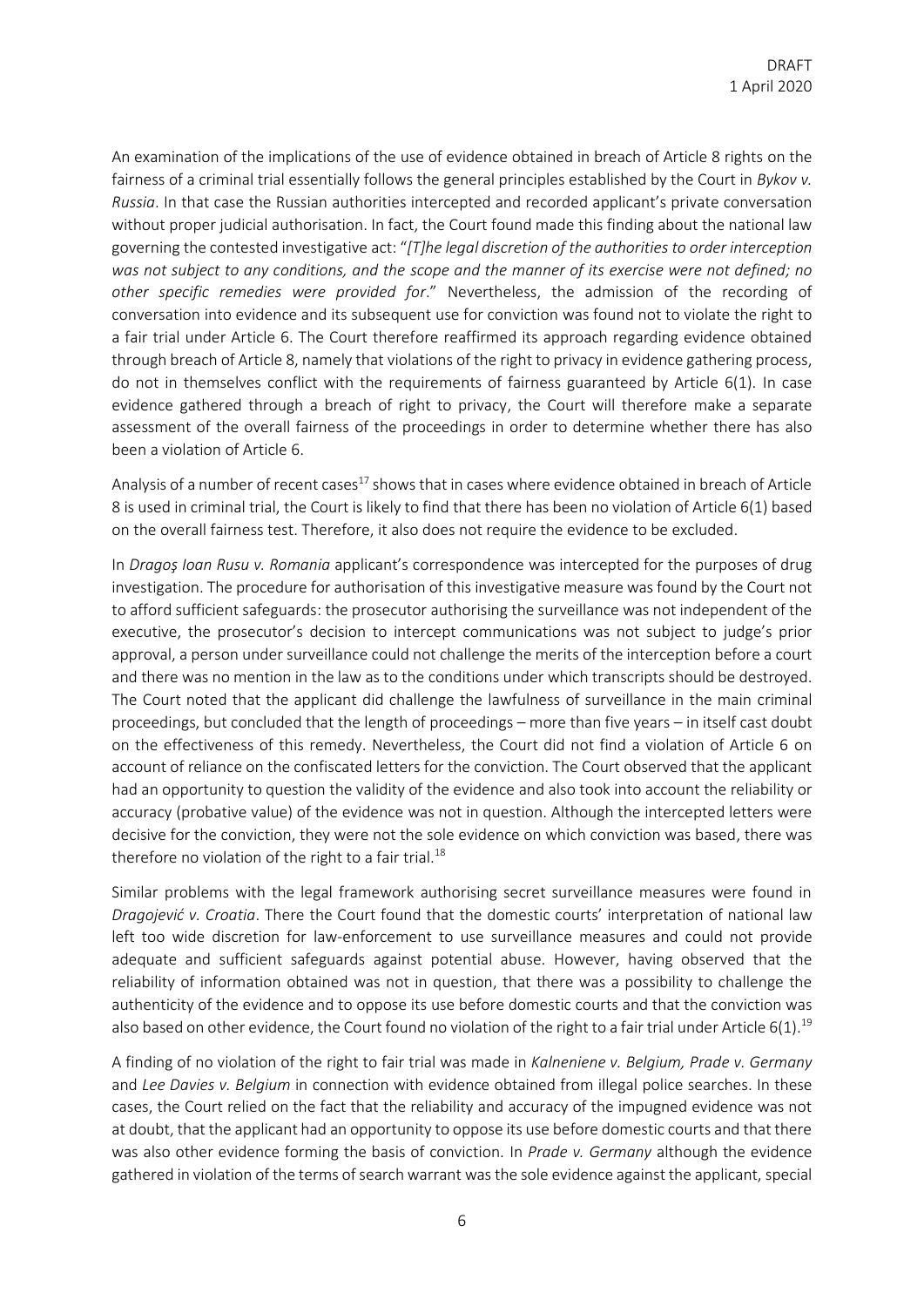An examination of the implications of the use of evidence obtained in breach of Article 8 rights on the fairness of a criminal trial essentially follows the general principles established by the Court in *Bykov v. Russia*. In that case the Russian authorities intercepted and recorded applicant's private conversation without proper judicial authorisation. In fact, the Court found made this finding about the national law governing the contested investigative act: "*[T]he legal discretion of the authorities to order interception was not subject to any conditions, and the scope and the manner of its exercise were not defined; no other specific remedies were provided for*." Nevertheless, the admission of the recording of conversation into evidence and its subsequent use for conviction was found not to violate the right to a fair trial under Article 6. The Court therefore reaffirmed its approach regarding evidence obtained through breach of Article 8, namely that violations of the right to privacy in evidence gathering process, do not in themselves conflict with the requirements of fairness guaranteed by Article 6(1). In case evidence gathered through a breach of right to privacy, the Court will therefore make a separate assessment of the overall fairness of the proceedings in order to determine whether there has also been a violation of Article 6.

Analysis of a number of recent cases[17] shows that in cases where evidence obtained in breach of Article 8 is used in criminal trial, the Court is likely to find that there has been no violation of Article 6(1) based on the overall fairness test. Therefore, it also does not require the evidence to be excluded.

In *Dragoş Ioan Rusu v. Romania* applicant's correspondence was intercepted for the purposes of drug investigation. The procedure for authorisation of this investigative measure was found by the Court not to afford sufficient safeguards: the prosecutor authorising the surveillance was not independent of the executive, the prosecutor's decision to intercept communications was not subject to judge's prior approval, a person under surveillance could not challenge the merits of the interception before a court and there was no mention in the law as to the conditions under which transcripts should be destroyed. The Court noted that the applicant did challenge the lawfulness of surveillance in the main criminal proceedings, but concluded that the length of proceedings – more than five years – in itself cast doubt on the effectiveness of this remedy. Nevertheless, the Court did not find a violation of Article 6 on account of reliance on the confiscated letters for the conviction. The Court observed that the applicant had an opportunity to question the validity of the evidence and also took into account the reliability or accuracy (probative value) of the evidence was not in question. Although the intercepted letters were decisive for the conviction, they were not the sole evidence on which conviction was based, there was therefore no violation of the right to a fair trial.[18]

Similar problems with the legal framework authorising secret surveillance measures were found in *Dragojević v. Croatia*. There the Court found that the domestic courts' interpretation of national law left too wide discretion for law-enforcement to use surveillance measures and could not provide adequate and sufficient safeguards against potential abuse. However, having observed that the reliability of information obtained was not in question, that there was a possibility to challenge the authenticity of the evidence and to oppose its use before domestic courts and that the conviction was also based on other evidence, the Court found no violation of the right to a fair trial under Article 6(1).[19]

A finding of no violation of the right to fair trial was made in *Kalneniene v. Belgium, Prade v. Germany* and *Lee Davies v. Belgium* in connection with evidence obtained from illegal police searches. In these cases, the Court relied on the fact that the reliability and accuracy of the impugned evidence was not at doubt, that the applicant had an opportunity to oppose its use before domestic courts and that there was also other evidence forming the basis of conviction. In *Prade v. Germany* although the evidence gathered in violation of the terms of search warrant was the sole evidence against the applicant, special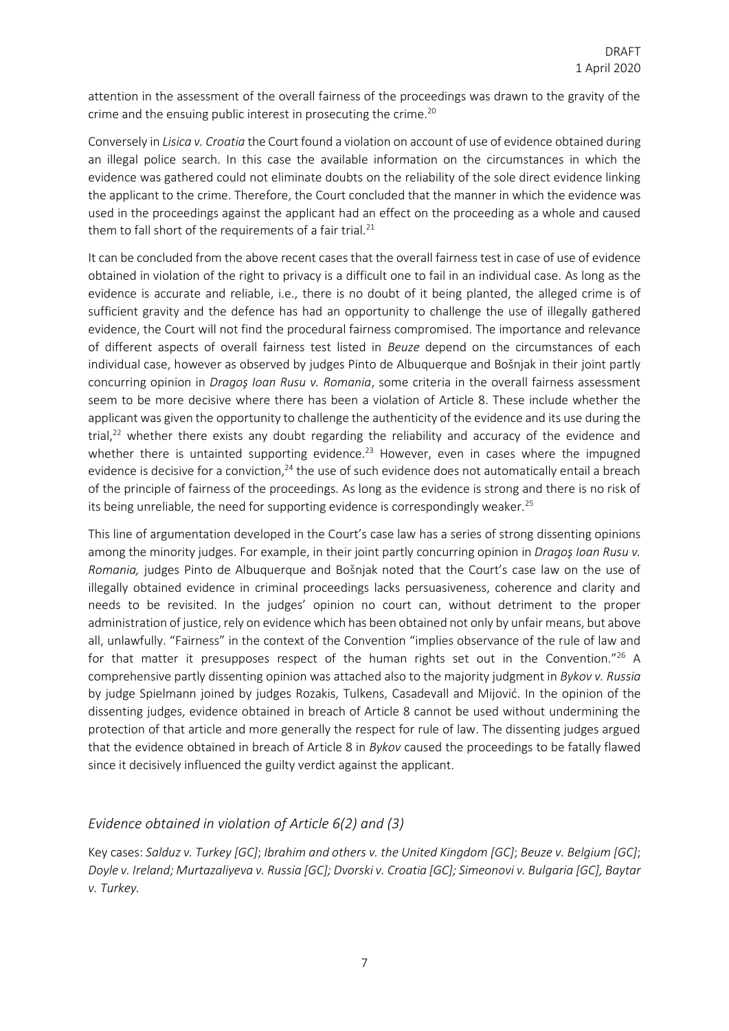attention in the assessment of the overall fairness of the proceedings was drawn to the gravity of the crime and the ensuing public interest in prosecuting the crime.[20]

Conversely in *Lisica v. Croatia* the Court found a violation on account of use of evidence obtained during an illegal police search. In this case the available information on the circumstances in which the evidence was gathered could not eliminate doubts on the reliability of the sole direct evidence linking the applicant to the crime. Therefore, the Court concluded that the manner in which the evidence was used in the proceedings against the applicant had an effect on the proceeding as a whole and caused them to fall short of the requirements of a fair trial.[21]

It can be concluded from the above recent cases that the overall fairness test in case of use of evidence obtained in violation of the right to privacy is a difficult one to fail in an individual case. As long as the evidence is accurate and reliable, i.e., there is no doubt of it being planted, the alleged crime is of sufficient gravity and the defence has had an opportunity to challenge the use of illegally gathered evidence, the Court will not find the procedural fairness compromised. The importance and relevance of different aspects of overall fairness test listed in *Beuze* depend on the circumstances of each individual case, however as observed by judges Pinto de Albuquerque and Bošnjak in their joint partly concurring opinion in *Dragoş Ioan Rusu v. Romania*, some criteria in the overall fairness assessment seem to be more decisive where there has been a violation of Article 8. These include whether the applicant was given the opportunity to challenge the authenticity of the evidence and its use during the trial,[22] whether there exists any doubt regarding the reliability and accuracy of the evidence and whether there is untainted supporting evidence.[23] However, even in cases where the impugned evidence is decisive for a conviction,[24] the use of such evidence does not automatically entail a breach of the principle of fairness of the proceedings. As long as the evidence is strong and there is no risk of its being unreliable, the need for supporting evidence is correspondingly weaker.[25]

This line of argumentation developed in the Court's case law has a series of strong dissenting opinions among the minority judges. For example, in their joint partly concurring opinion in *Dragoş Ioan Rusu v. Romania,* judges Pinto de Albuquerque and Bošnjak noted that the Court's case law on the use of illegally obtained evidence in criminal proceedings lacks persuasiveness, coherence and clarity and needs to be revisited. In the judges' opinion no court can, without detriment to the proper administration of justice, rely on evidence which has been obtained not only by unfair means, but above all, unlawfully. "Fairness" in the context of the Convention "implies observance of the rule of law and for that matter it presupposes respect of the human rights set out in the Convention."[26] A comprehensive partly dissenting opinion was attached also to the majority judgment in *Bykov v. Russia* by judge Spielmann joined by judges Rozakis, Tulkens, Casadevall and Mijović. In the opinion of the dissenting judges, evidence obtained in breach of Article 8 cannot be used without undermining the protection of that article and more generally the respect for rule of law. The dissenting judges argued that the evidence obtained in breach of Article 8 in *Bykov* caused the proceedings to be fatally flawed since it decisively influenced the guilty verdict against the applicant.

### *Evidence obtained in violation of Article 6(2) and (3)*

Key cases: *Salduz v. Turkey [GC]*; *Ibrahim and others v. the United Kingdom [GC]*; *Beuze v. Belgium [GC]*; *Doyle v. Ireland; Murtazaliyeva v. Russia [GC]; Dvorski v. Croatia [GC]; Simeonovi v. Bulgaria [GC], Baytar v. Turkey.*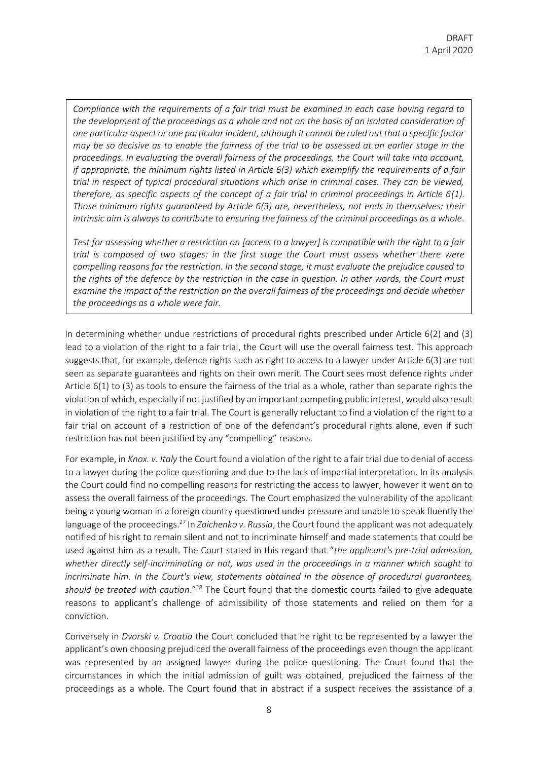> *Compliance with the requirements of a fair trial must be examined in each case having regard to the development of the proceedings as a whole and not on the basis of an isolated consideration of one particular aspect or one particular incident, although it cannot be ruled out that a specific factor may be so decisive as to enable the fairness of the trial to be assessed at an earlier stage in the proceedings. In evaluating the overall fairness of the proceedings, the Court will take into account, if appropriate, the minimum rights listed in Article 6(3) which exemplify the requirements of a fair trial in respect of typical procedural situations which arise in criminal cases. They can be viewed, therefore, as specific aspects of the concept of a fair trial in criminal proceedings in Article 6(1). Those minimum rights guaranteed by Article 6(3) are, nevertheless, not ends in themselves: their intrinsic aim is always to contribute to ensuring the fairness of the criminal proceedings as a whole.*
>
> *Test for assessing whether a restriction on [access to a lawyer] is compatible with the right to a fair trial is composed of two stages: in the first stage the Court must assess whether there were compelling reasons for the restriction. In the second stage, it must evaluate the prejudice caused to the rights of the defence by the restriction in the case in question. In other words, the Court must examine the impact of the restriction on the overall fairness of the proceedings and decide whether the proceedings as a whole were fair.*

In determining whether undue restrictions of procedural rights prescribed under Article 6(2) and (3) lead to a violation of the right to a fair trial, the Court will use the overall fairness test. This approach suggests that, for example, defence rights such as right to access to a lawyer under Article 6(3) are not seen as separate guarantees and rights on their own merit. The Court sees most defence rights under Article 6(1) to (3) as tools to ensure the fairness of the trial as a whole, rather than separate rights the violation of which, especially if not justified by an important competing public interest, would also result in violation of the right to a fair trial. The Court is generally reluctant to find a violation of the right to a fair trial on account of a restriction of one of the defendant's procedural rights alone, even if such restriction has not been justified by any "compelling" reasons.

For example, in *Knox. v. Italy* the Court found a violation of the right to a fair trial due to denial of access to a lawyer during the police questioning and due to the lack of impartial interpretation. In its analysis the Court could find no compelling reasons for restricting the access to lawyer, however it went on to assess the overall fairness of the proceedings. The Court emphasized the vulnerability of the applicant being a young woman in a foreign country questioned under pressure and unable to speak fluently the language of the proceedings.[27] In *Zaichenko v. Russia*, the Court found the applicant was not adequately notified of his right to remain silent and not to incriminate himself and made statements that could be used against him as a result. The Court stated in this regard that "*the applicant's pre-trial admission, whether directly self-incriminating or not, was used in the proceedings in a manner which sought to incriminate him. In the Court's view, statements obtained in the absence of procedural guarantees, should be treated with caution*."[28] The Court found that the domestic courts failed to give adequate reasons to applicant's challenge of admissibility of those statements and relied on them for a conviction.

Conversely in *Dvorski v. Croatia* the Court concluded that he right to be represented by a lawyer the applicant's own choosing prejudiced the overall fairness of the proceedings even though the applicant was represented by an assigned lawyer during the police questioning. The Court found that the circumstances in which the initial admission of guilt was obtained, prejudiced the fairness of the proceedings as a whole. The Court found that in abstract if a suspect receives the assistance of a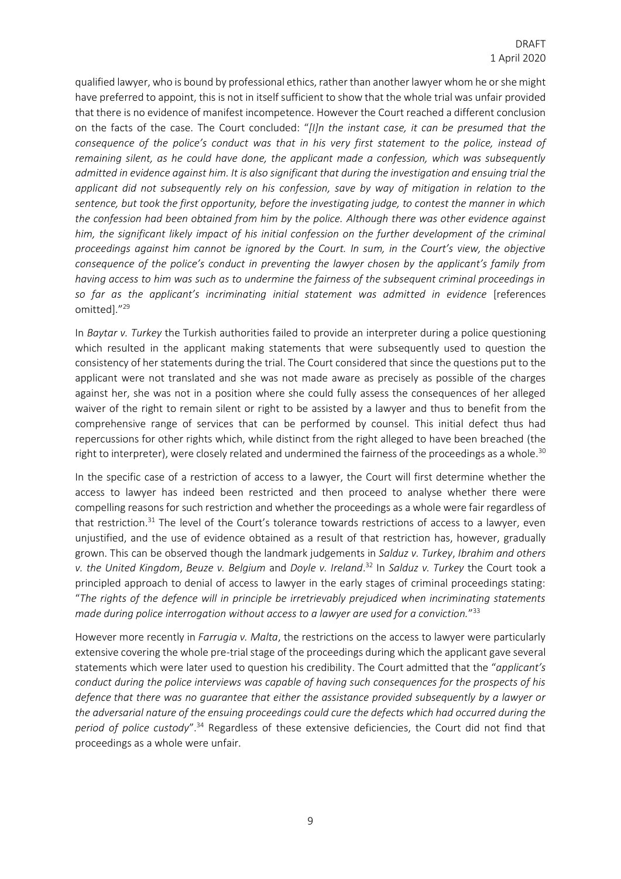qualified lawyer, who is bound by professional ethics, rather than another lawyer whom he or she might have preferred to appoint, this is not in itself sufficient to show that the whole trial was unfair provided that there is no evidence of manifest incompetence. However the Court reached a different conclusion on the facts of the case. The Court concluded: "*[I]n the instant case, it can be presumed that the consequence of the police's conduct was that in his very first statement to the police, instead of remaining silent, as he could have done, the applicant made a confession, which was subsequently admitted in evidence against him. It is also significant that during the investigation and ensuing trial the applicant did not subsequently rely on his confession, save by way of mitigation in relation to the sentence, but took the first opportunity, before the investigating judge, to contest the manner in which the confession had been obtained from him by the police. Although there was other evidence against him, the significant likely impact of his initial confession on the further development of the criminal proceedings against him cannot be ignored by the Court. In sum, in the Court's view, the objective consequence of the police's conduct in preventing the lawyer chosen by the applicant's family from having access to him was such as to undermine the fairness of the subsequent criminal proceedings in so far as the applicant's incriminating initial statement was admitted in evidence* [references omitted]."[29]

In *Baytar v. Turkey* the Turkish authorities failed to provide an interpreter during a police questioning which resulted in the applicant making statements that were subsequently used to question the consistency of her statements during the trial. The Court considered that since the questions put to the applicant were not translated and she was not made aware as precisely as possible of the charges against her, she was not in a position where she could fully assess the consequences of her alleged waiver of the right to remain silent or right to be assisted by a lawyer and thus to benefit from the comprehensive range of services that can be performed by counsel. This initial defect thus had repercussions for other rights which, while distinct from the right alleged to have been breached (the right to interpreter), were closely related and undermined the fairness of the proceedings as a whole.[30]

In the specific case of a restriction of access to a lawyer, the Court will first determine whether the access to lawyer has indeed been restricted and then proceed to analyse whether there were compelling reasons for such restriction and whether the proceedings as a whole were fair regardless of that restriction.[31] The level of the Court's tolerance towards restrictions of access to a lawyer, even unjustified, and the use of evidence obtained as a result of that restriction has, however, gradually grown. This can be observed though the landmark judgements in *Salduz v. Turkey*, *Ibrahim and others v. the United Kingdom*, *Beuze v. Belgium* and *Doyle v. Ireland*.[32] In *Salduz v. Turkey* the Court took a principled approach to denial of access to lawyer in the early stages of criminal proceedings stating: "*The rights of the defence will in principle be irretrievably prejudiced when incriminating statements made during police interrogation without access to a lawyer are used for a conviction.*"[33]

However more recently in *Farrugia v. Malta*, the restrictions on the access to lawyer were particularly extensive covering the whole pre-trial stage of the proceedings during which the applicant gave several statements which were later used to question his credibility. The Court admitted that the "*applicant's conduct during the police interviews was capable of having such consequences for the prospects of his defence that there was no guarantee that either the assistance provided subsequently by a lawyer or the adversarial nature of the ensuing proceedings could cure the defects which had occurred during the period of police custody*".[34] Regardless of these extensive deficiencies, the Court did not find that proceedings as a whole were unfair.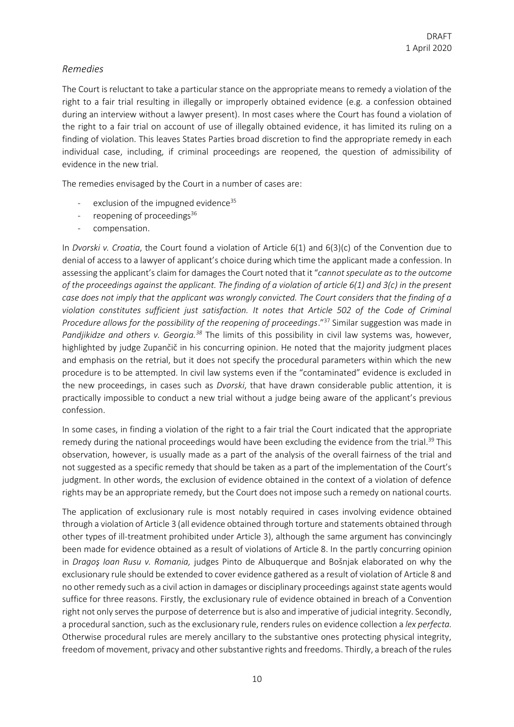## *Remedies*

The Court is reluctant to take a particular stance on the appropriate means to remedy a violation of the right to a fair trial resulting in illegally or improperly obtained evidence (e.g. a confession obtained during an interview without a lawyer present). In most cases where the Court has found a violation of the right to a fair trial on account of use of illegally obtained evidence, it has limited its ruling on a finding of violation. This leaves States Parties broad discretion to find the appropriate remedy in each individual case, including, if criminal proceedings are reopened, the question of admissibility of evidence in the new trial.

The remedies envisaged by the Court in a number of cases are:

- exclusion of the impugned evidence[35]
- reopening of proceedings[36]
- compensation.

In *Dvorski v. Croatia*, the Court found a violation of Article 6(1) and 6(3)(c) of the Convention due to denial of access to a lawyer of applicant's choice during which time the applicant made a confession. In assessing the applicant's claim for damages the Court noted that it "*cannot speculate as to the outcome of the proceedings against the applicant. The finding of a violation of article 6(1) and 3(c) in the present case does not imply that the applicant was wrongly convicted. The Court considers that the finding of a violation constitutes sufficient just satisfaction. It notes that Article 502 of the Code of Criminal Procedure allows for the possibility of the reopening of proceedings*."[37] Similar suggestion was made in *Pandjikidze and others v. Georgia.*[38] The limits of this possibility in civil law systems was, however, highlighted by judge Zupančič in his concurring opinion. He noted that the majority judgment places and emphasis on the retrial, but it does not specify the procedural parameters within which the new procedure is to be attempted. In civil law systems even if the "contaminated" evidence is excluded in the new proceedings, in cases such as *Dvorski*, that have drawn considerable public attention, it is practically impossible to conduct a new trial without a judge being aware of the applicant's previous confession.

In some cases, in finding a violation of the right to a fair trial the Court indicated that the appropriate remedy during the national proceedings would have been excluding the evidence from the trial.[39] This observation, however, is usually made as a part of the analysis of the overall fairness of the trial and not suggested as a specific remedy that should be taken as a part of the implementation of the Court's judgment. In other words, the exclusion of evidence obtained in the context of a violation of defence rights may be an appropriate remedy, but the Court does not impose such a remedy on national courts.

The application of exclusionary rule is most notably required in cases involving evidence obtained through a violation of Article 3 (all evidence obtained through torture and statements obtained through other types of ill-treatment prohibited under Article 3), although the same argument has convincingly been made for evidence obtained as a result of violations of Article 8. In the partly concurring opinion in *Dragoş Ioan Rusu v. Romania,* judges Pinto de Albuquerque and Bošnjak elaborated on why the exclusionary rule should be extended to cover evidence gathered as a result of violation of Article 8 and no other remedy such as a civil action in damages or disciplinary proceedings against state agents would suffice for three reasons. Firstly, the exclusionary rule of evidence obtained in breach of a Convention right not only serves the purpose of deterrence but is also and imperative of judicial integrity. Secondly, a procedural sanction, such as the exclusionary rule, renders rules on evidence collection a *lex perfecta.* Otherwise procedural rules are merely ancillary to the substantive ones protecting physical integrity, freedom of movement, privacy and other substantive rights and freedoms. Thirdly, a breach of the rules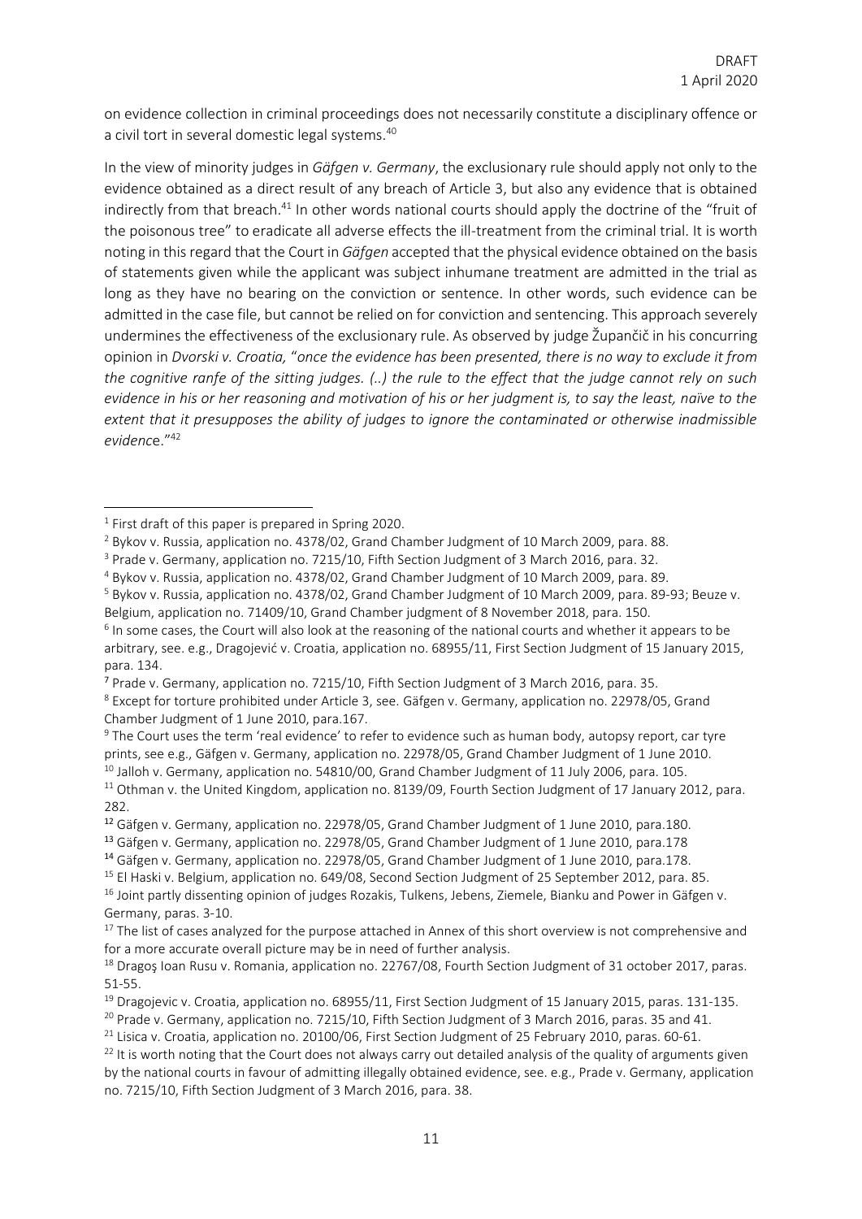on evidence collection in criminal proceedings does not necessarily constitute a disciplinary offence or a civil tort in several domestic legal systems.[40]

In the view of minority judges in *Gäfgen v. Germany*, the exclusionary rule should apply not only to the evidence obtained as a direct result of any breach of Article 3, but also any evidence that is obtained indirectly from that breach.[41] In other words national courts should apply the doctrine of the "fruit of the poisonous tree" to eradicate all adverse effects the ill-treatment from the criminal trial. It is worth noting in this regard that the Court in *Gäfgen* accepted that the physical evidence obtained on the basis of statements given while the applicant was subject inhumane treatment are admitted in the trial as long as they have no bearing on the conviction or sentence. In other words, such evidence can be admitted in the case file, but cannot be relied on for conviction and sentencing. This approach severely undermines the effectiveness of the exclusionary rule. As observed by judge Župančič in his concurring opinion in *Dvorski v. Croatia,* "*once the evidence has been presented, there is no way to exclude it from the cognitive ranfe of the sitting judges. (..) the rule to the effect that the judge cannot rely on such evidence in his or her reasoning and motivation of his or her judgment is, to say the least, naïve to the extent that it presupposes the ability of judges to ignore the contaminated or otherwise inadmissible evidence*."[42]

---

[1] First draft of this paper is prepared in Spring 2020.

[2] Bykov v. Russia, application no. 4378/02, Grand Chamber Judgment of 10 March 2009, para. 88.

[3] Prade v. Germany, application no. 7215/10, Fifth Section Judgment of 3 March 2016, para. 32.

[4] Bykov v. Russia, application no. 4378/02, Grand Chamber Judgment of 10 March 2009, para. 89.

[5] Bykov v. Russia, application no. 4378/02, Grand Chamber Judgment of 10 March 2009, para. 89-93; Beuze v. Belgium, application no. 71409/10, Grand Chamber judgment of 8 November 2018, para. 150.

[6] In some cases, the Court will also look at the reasoning of the national courts and whether it appears to be arbitrary, see. e.g., Dragojević v. Croatia, application no. 68955/11, First Section Judgment of 15 January 2015, para. 134.

[7] Prade v. Germany, application no. 7215/10, Fifth Section Judgment of 3 March 2016, para. 35.

[8] Except for torture prohibited under Article 3, see. Gäfgen v. Germany, application no. 22978/05, Grand Chamber Judgment of 1 June 2010, para.167.

[9] The Court uses the term 'real evidence' to refer to evidence such as human body, autopsy report, car tyre prints, see e.g., Gäfgen v. Germany, application no. 22978/05, Grand Chamber Judgment of 1 June 2010.

[10] Jalloh v. Germany, application no. 54810/00, Grand Chamber Judgment of 11 July 2006, para. 105.

[11] Othman v. the United Kingdom, application no. 8139/09, Fourth Section Judgment of 17 January 2012, para. 282.

[12] Gäfgen v. Germany, application no. 22978/05, Grand Chamber Judgment of 1 June 2010, para.180.

[13] Gäfgen v. Germany, application no. 22978/05, Grand Chamber Judgment of 1 June 2010, para.178

[14] Gäfgen v. Germany, application no. 22978/05, Grand Chamber Judgment of 1 June 2010, para.178.

[15] El Haski v. Belgium, application no. 649/08, Second Section Judgment of 25 September 2012, para. 85.

[16] Joint partly dissenting opinion of judges Rozakis, Tulkens, Jebens, Ziemele, Bianku and Power in Gäfgen v. Germany, paras. 3-10.

[17] The list of cases analyzed for the purpose attached in Annex of this short overview is not comprehensive and for a more accurate overall picture may be in need of further analysis.

[18] Dragoş Ioan Rusu v. Romania, application no. 22767/08, Fourth Section Judgment of 31 october 2017, paras. 51-55.

[19] Dragojevic v. Croatia, application no. 68955/11, First Section Judgment of 15 January 2015, paras. 131-135.

[20] Prade v. Germany, application no. 7215/10, Fifth Section Judgment of 3 March 2016, paras. 35 and 41.

[21] Lisica v. Croatia, application no. 20100/06, First Section Judgment of 25 February 2010, paras. 60-61.

[22] It is worth noting that the Court does not always carry out detailed analysis of the quality of arguments given by the national courts in favour of admitting illegally obtained evidence, see. e.g., Prade v. Germany, application no. 7215/10, Fifth Section Judgment of 3 March 2016, para. 38.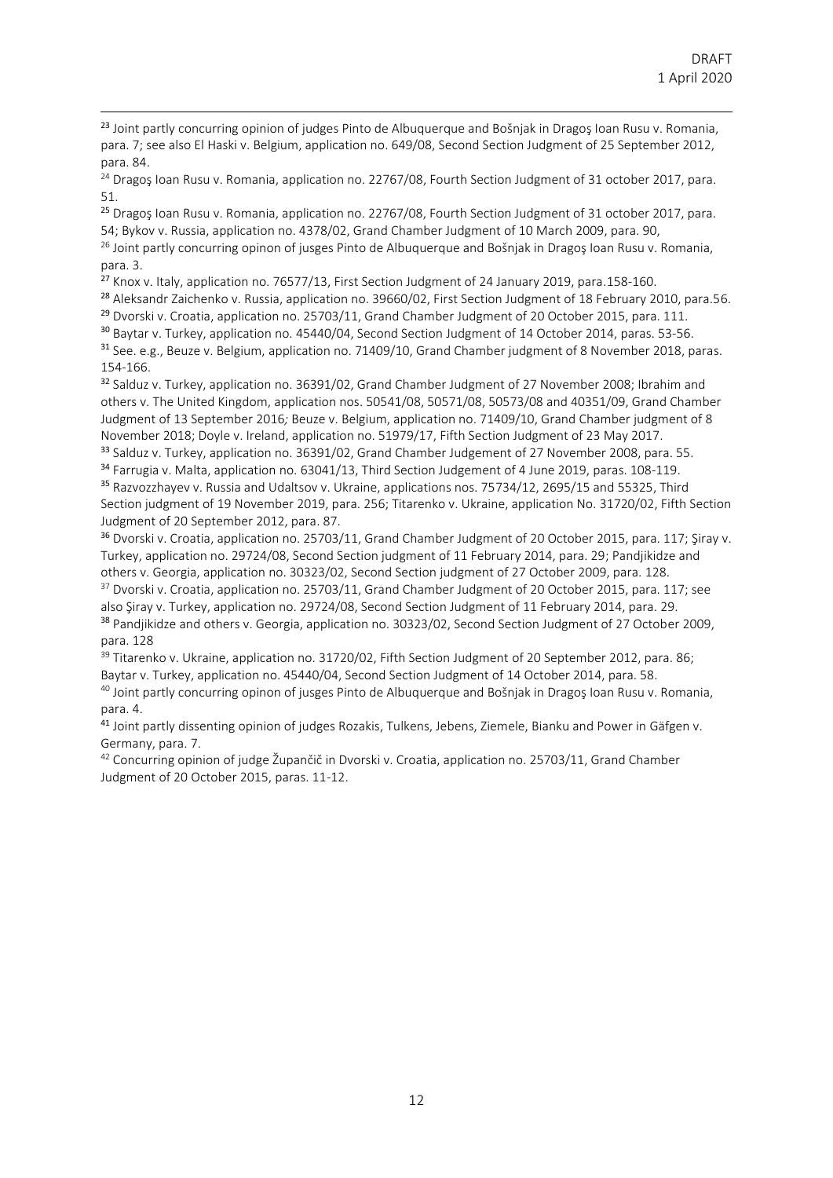[23] Joint partly concurring opinion of judges Pinto de Albuquerque and Bošnjak in Dragoş Ioan Rusu v. Romania, para. 7; see also El Haski v. Belgium, application no. 649/08, Second Section Judgment of 25 September 2012, para. 84.

[24] Dragoş Ioan Rusu v. Romania, application no. 22767/08, Fourth Section Judgment of 31 october 2017, para. 51.

[25] Dragoş Ioan Rusu v. Romania, application no. 22767/08, Fourth Section Judgment of 31 october 2017, para. 54; Bykov v. Russia, application no. 4378/02, Grand Chamber Judgment of 10 March 2009, para. 90,

[26] Joint partly concurring opinon of jusges Pinto de Albuquerque and Bošnjak in Dragoş Ioan Rusu v. Romania, para. 3.

[27] Knox v. Italy, application no. 76577/13, First Section Judgment of 24 January 2019, para.158-160.

[28] Aleksandr Zaichenko v. Russia, application no. 39660/02, First Section Judgment of 18 February 2010, para.56.

[29] Dvorski v. Croatia, application no. 25703/11, Grand Chamber Judgment of 20 October 2015, para. 111.

[30] Baytar v. Turkey, application no. 45440/04, Second Section Judgment of 14 October 2014, paras. 53-56.

[31] See. e.g., Beuze v. Belgium, application no. 71409/10, Grand Chamber judgment of 8 November 2018, paras. 154-166.

[32] Salduz v. Turkey, application no. 36391/02, Grand Chamber Judgment of 27 November 2008; Ibrahim and others v. The United Kingdom, application nos. 50541/08, 50571/08, 50573/08 and 40351/09, Grand Chamber Judgment of 13 September 2016; Beuze v. Belgium, application no. 71409/10, Grand Chamber judgment of 8 November 2018; Doyle v. Ireland, application no. 51979/17, Fifth Section Judgment of 23 May 2017.

[33] Salduz v. Turkey, application no. 36391/02, Grand Chamber Judgement of 27 November 2008, para. 55.

[34] Farrugia v. Malta, application no. 63041/13, Third Section Judgement of 4 June 2019, paras. 108-119.

[35] Razvozzhayev v. Russia and Udaltsov v. Ukraine, applications nos. 75734/12, 2695/15 and 55325, Third Section judgment of 19 November 2019, para. 256; Titarenko v. Ukraine, application No. 31720/02, Fifth Section Judgment of 20 September 2012, para. 87.

[36] Dvorski v. Croatia, application no. 25703/11, Grand Chamber Judgment of 20 October 2015, para. 117; Şiray v. Turkey, application no. 29724/08, Second Section judgment of 11 February 2014, para. 29; Pandjikidze and others v. Georgia, application no. 30323/02, Second Section judgment of 27 October 2009, para. 128.

[37] Dvorski v. Croatia, application no. 25703/11, Grand Chamber Judgment of 20 October 2015, para. 117; see also Şiray v. Turkey, application no. 29724/08, Second Section Judgment of 11 February 2014, para. 29.

[38] Pandjikidze and others v. Georgia, application no. 30323/02, Second Section Judgment of 27 October 2009, para. 128

[39] Titarenko v. Ukraine, application no. 31720/02, Fifth Section Judgment of 20 September 2012, para. 86; Baytar v. Turkey, application no. 45440/04, Second Section Judgment of 14 October 2014, para. 58.

[40] Joint partly concurring opinon of jusges Pinto de Albuquerque and Bošnjak in Dragoş Ioan Rusu v. Romania, para. 4.

[41] Joint partly dissenting opinion of judges Rozakis, Tulkens, Jebens, Ziemele, Bianku and Power in Gäfgen v. Germany, para. 7.

[42] Concurring opinion of judge Župančič in Dvorski v. Croatia, application no. 25703/11, Grand Chamber Judgment of 20 October 2015, paras. 11-12.